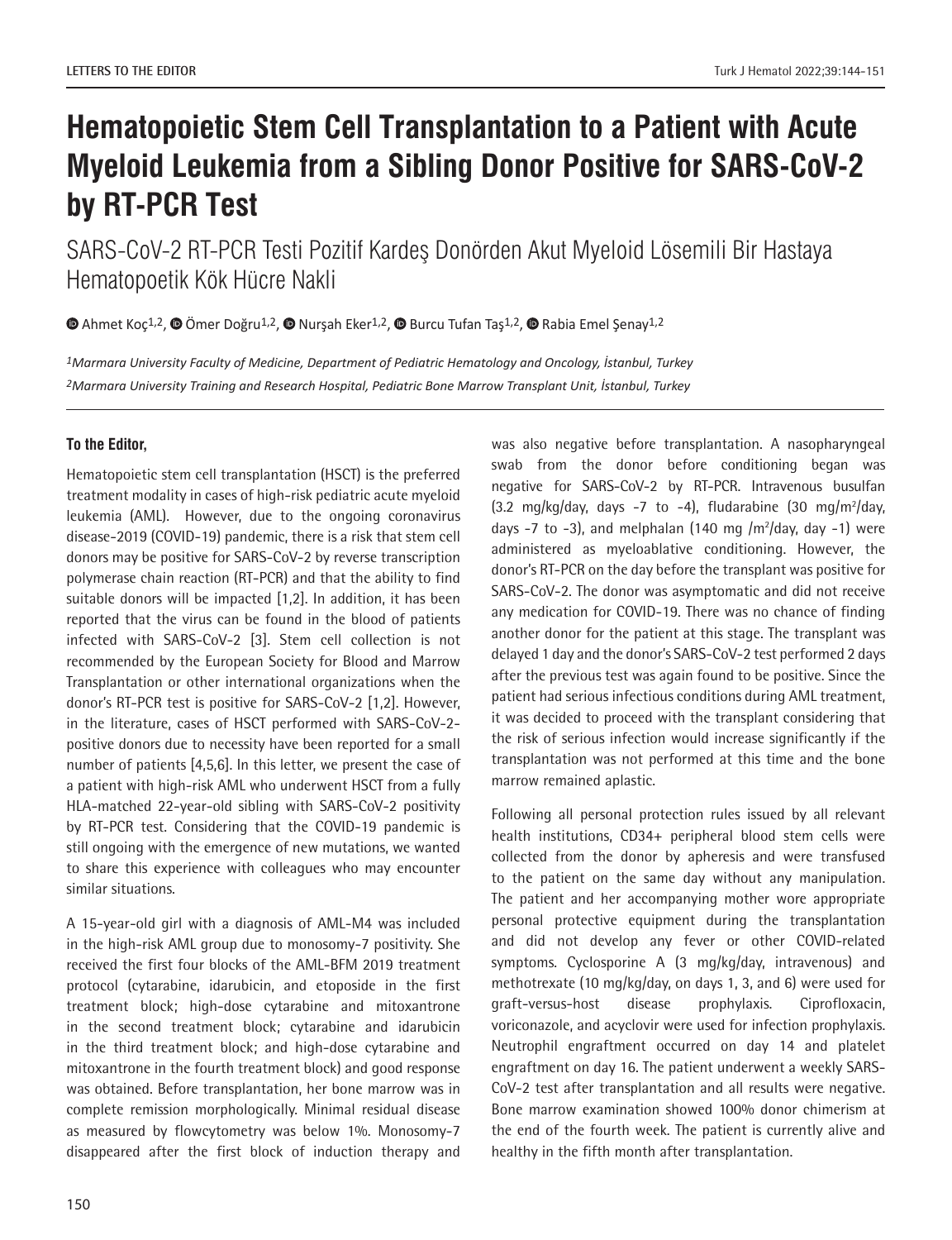# Hematopoietic Stem Cell Transplantation to a Patient with Acute Myeloid Leukemia from a Sibling Donor Positive for SARS-CoV-2 by RT-PCR Test

## SARS-CoV-2 RT-PCR Testi Pozitif Kardeş Donörden Akut Myeloid Lösemili Bir Hastaya Hematopoetik Kök Hücre Nakli

Ahmet Koç[1,2], Ömer Doğru[1,2], Nurşah Eker[1,2], Burcu Tufan Taş[1,2], Rabia Emel Şenay[1,2]

*[1]Marmara University Faculty of Medicine, Department of Pediatric Hematology and Oncology, İstanbul, Turkey*

*[2]Marmara University Training and Research Hospital, Pediatric Bone Marrow Transplant Unit, İstanbul, Turkey*

**To the Editor,**

Hematopoietic stem cell transplantation (HSCT) is the preferred treatment modality in cases of high-risk pediatric acute myeloid leukemia (AML). However, due to the ongoing coronavirus disease-2019 (COVID-19) pandemic, there is a risk that stem cell donors may be positive for SARS-CoV-2 by reverse transcription polymerase chain reaction (RT-PCR) and that the ability to find suitable donors will be impacted [1,2]. In addition, it has been reported that the virus can be found in the blood of patients infected with SARS-CoV-2 [3]. Stem cell collection is not recommended by the European Society for Blood and Marrow Transplantation or other international organizations when the donor's RT-PCR test is positive for SARS-CoV-2 [1,2]. However, in the literature, cases of HSCT performed with SARS-CoV-2-positive donors due to necessity have been reported for a small number of patients [4,5,6]. In this letter, we present the case of a patient with high-risk AML who underwent HSCT from a fully HLA-matched 22-year-old sibling with SARS-CoV-2 positivity by RT-PCR test. Considering that the COVID-19 pandemic is still ongoing with the emergence of new mutations, we wanted to share this experience with colleagues who may encounter similar situations.

A 15-year-old girl with a diagnosis of AML-M4 was included in the high-risk AML group due to monosomy-7 positivity. She received the first four blocks of the AML-BFM 2019 treatment protocol (cytarabine, idarubicin, and etoposide in the first treatment block; high-dose cytarabine and mitoxantrone in the second treatment block; cytarabine and idarubicin in the third treatment block; and high-dose cytarabine and mitoxantrone in the fourth treatment block) and good response was obtained. Before transplantation, her bone marrow was in complete remission morphologically. Minimal residual disease as measured by flowcytometry was below 1%. Monosomy-7 disappeared after the first block of induction therapy and was also negative before transplantation. A nasopharyngeal swab from the donor before conditioning began was negative for SARS-CoV-2 by RT-PCR. Intravenous busulfan (3.2 mg/kg/day, days -7 to -4), fludarabine (30 mg/m$^2$/day, days -7 to -3), and melphalan (140 mg /m$^2$/day, day -1) were administered as myeloablative conditioning. However, the donor's RT-PCR on the day before the transplant was positive for SARS-CoV-2. The donor was asymptomatic and did not receive any medication for COVID-19. There was no chance of finding another donor for the patient at this stage. The transplant was delayed 1 day and the donor's SARS-CoV-2 test performed 2 days after the previous test was again found to be positive. Since the patient had serious infectious conditions during AML treatment, it was decided to proceed with the transplant considering that the risk of serious infection would increase significantly if the transplantation was not performed at this time and the bone marrow remained aplastic.

Following all personal protection rules issued by all relevant health institutions, CD34+ peripheral blood stem cells were collected from the donor by apheresis and were transfused to the patient on the same day without any manipulation. The patient and her accompanying mother wore appropriate personal protective equipment during the transplantation and did not develop any fever or other COVID-related symptoms. Cyclosporine A (3 mg/kg/day, intravenous) and methotrexate (10 mg/kg/day, on days 1, 3, and 6) were used for graft-versus-host disease prophylaxis. Ciprofloxacin, voriconazole, and acyclovir were used for infection prophylaxis. Neutrophil engraftment occurred on day 14 and platelet engraftment on day 16. The patient underwent a weekly SARS-CoV-2 test after transplantation and all results were negative. Bone marrow examination showed 100% donor chimerism at the end of the fourth week. The patient is currently alive and healthy in the fifth month after transplantation.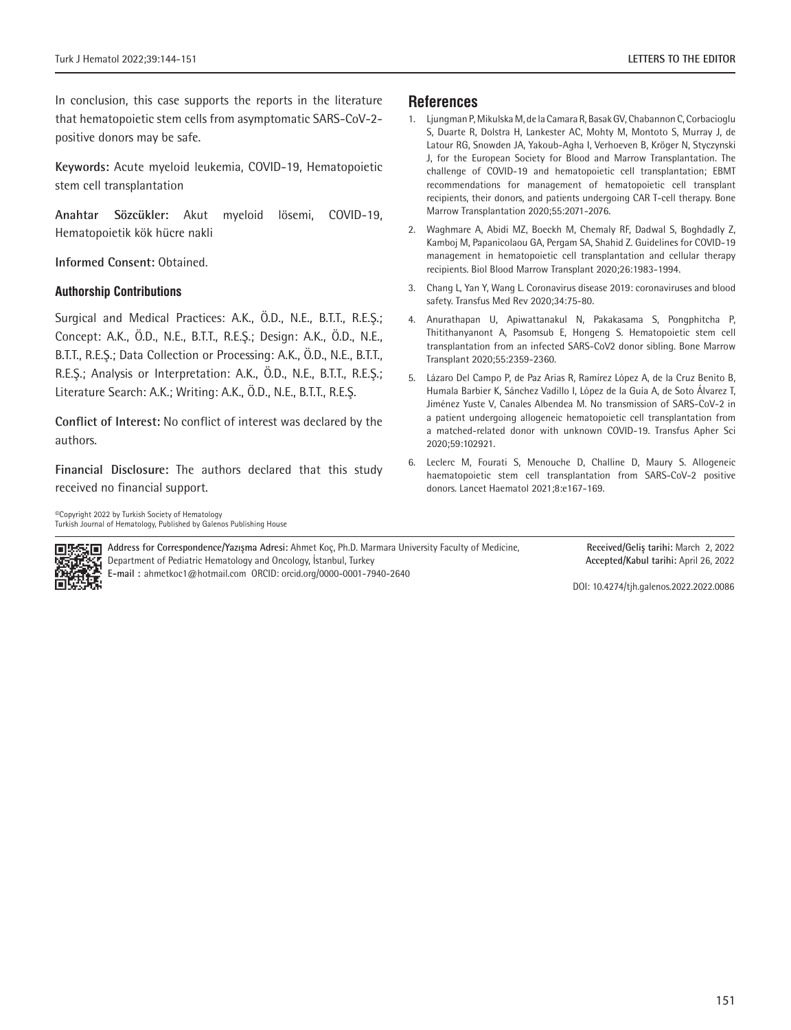In conclusion, this case supports the reports in the literature that hematopoietic stem cells from asymptomatic SARS-CoV-2-positive donors may be safe.

**Keywords:** Acute myeloid leukemia, COVID-19, Hematopoietic stem cell transplantation

**Anahtar Sözcükler:** Akut myeloid lösemi, COVID-19, Hematopoietik kök hücre nakli

**Informed Consent:** Obtained.

### Authorship Contributions

Surgical and Medical Practices: A.K., Ö.D., N.E., B.T.T., R.E.Ş.; Concept: A.K., Ö.D., N.E., B.T.T., R.E.Ş.; Design: A.K., Ö.D., N.E., B.T.T., R.E.Ş.; Data Collection or Processing: A.K., Ö.D., N.E., B.T.T., R.E.Ş.; Analysis or Interpretation: A.K., Ö.D., N.E., B.T.T., R.E.Ş.; Literature Search: A.K.; Writing: A.K., Ö.D., N.E., B.T.T., R.E.Ş.

**Conflict of Interest:** No conflict of interest was declared by the authors.

**Financial Disclosure:** The authors declared that this study received no financial support.

## References

1. Ljungman P, Mikulska M, de la Camara R, Basak GV, Chabannon C, Corbacioglu S, Duarte R, Dolstra H, Lankester AC, Mohty M, Montoto S, Murray J, de Latour RG, Snowden JA, Yakoub-Agha I, Verhoeven B, Kröger N, Styczynski J, for the European Society for Blood and Marrow Transplantation. The challenge of COVID-19 and hematopoietic cell transplantation; EBMT recommendations for management of hematopoietic cell transplant recipients, their donors, and patients undergoing CAR T-cell therapy. Bone Marrow Transplantation 2020;55:2071-2076.
2. Waghmare A, Abidi MZ, Boeckh M, Chemaly RF, Dadwal S, Boghdadly Z, Kamboj M, Papanicolaou GA, Pergam SA, Shahid Z. Guidelines for COVID-19 management in hematopoietic cell transplantation and cellular therapy recipients. Biol Blood Marrow Transplant 2020;26:1983-1994.
3. Chang L, Yan Y, Wang L. Coronavirus disease 2019: coronaviruses and blood safety. Transfus Med Rev 2020;34:75-80.
4. Anurathapan U, Apiwattanakul N, Pakakasama S, Pongphitcha P, Thitithanyanont A, Pasomsub E, Hongeng S. Hematopoietic stem cell transplantation from an infected SARS-CoV2 donor sibling. Bone Marrow Transplant 2020;55:2359-2360.
5. Lázaro Del Campo P, de Paz Arias R, Ramírez López A, de la Cruz Benito B, Humala Barbier K, Sánchez Vadillo I, López de la Guía A, de Soto Álvarez T, Jiménez Yuste V, Canales Albendea M. No transmission of SARS-CoV-2 in a patient undergoing allogeneic hematopoietic cell transplantation from a matched-related donor with unknown COVID-19. Transfus Apher Sci 2020;59:102921.
6. Leclerc M, Fourati S, Menouche D, Challine D, Maury S. Allogeneic haematopoietic stem cell transplantation from SARS-CoV-2 positive donors. Lancet Haematol 2021;8:e167-169.

©Copyright 2022 by Turkish Society of Hematology
Turkish Journal of Hematology, Published by Galenos Publishing House

**Address for Correspondence/Yazışma Adresi:** Ahmet Koç, Ph.D. Marmara University Faculty of Medicine, Department of Pediatric Hematology and Oncology, İstanbul, Turkey
**E-mail :** ahmetkoc1@hotmail.com ORCID: orcid.org/0000-0001-7940-2640

**Received/Geliş tarihi:** March 2, 2022
**Accepted/Kabul tarihi:** April 26, 2022

DOI: 10.4274/tjh.galenos.2022.2022.0086